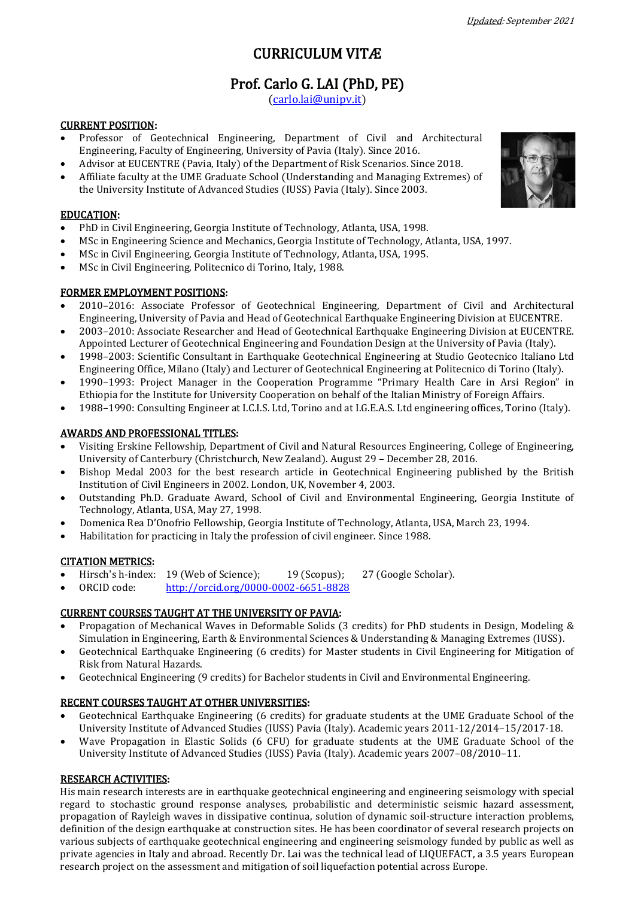*Updated: September 2021*

# CURRICULUM VITÆ

## Prof. Carlo G. LAI (PhD, PE)

(carlo.lai@unipv.it)

### CURRENT POSITION:

- Professor of Geotechnical Engineering, Department of Civil and Architectural Engineering, Faculty of Engineering, University of Pavia (Italy). Since 2016.
- Advisor at EUCENTRE (Pavia, Italy) of the Department of Risk Scenarios. Since 2018.
- Affiliate faculty at the UME Graduate School (Understanding and Managing Extremes) of the University Institute of Advanced Studies (IUSS) Pavia (Italy). Since 2003.

### EDUCATION:

- PhD in Civil Engineering, Georgia Institute of Technology, Atlanta, USA, 1998.
- MSc in Engineering Science and Mechanics, Georgia Institute of Technology, Atlanta, USA, 1997.
- MSc in Civil Engineering, Georgia Institute of Technology, Atlanta, USA, 1995.
- MSc in Civil Engineering, Politecnico di Torino, Italy, 1988.

### FORMER EMPLOYMENT POSITIONS:

- 2010–2016: Associate Professor of Geotechnical Engineering, Department of Civil and Architectural Engineering, University of Pavia and Head of Geotechnical Earthquake Engineering Division at EUCENTRE.
- 2003–2010: Associate Researcher and Head of Geotechnical Earthquake Engineering Division at EUCENTRE. Appointed Lecturer of Geotechnical Engineering and Foundation Design at the University of Pavia (Italy).
- 1998–2003: Scientific Consultant in Earthquake Geotechnical Engineering at Studio Geotecnico Italiano Ltd Engineering Office, Milano (Italy) and Lecturer of Geotechnical Engineering at Politecnico di Torino (Italy).
- 1990–1993: Project Manager in the Cooperation Programme "Primary Health Care in Arsi Region" in Ethiopia for the Institute for University Cooperation on behalf of the Italian Ministry of Foreign Affairs.
- 1988–1990: Consulting Engineer at I.C.I.S. Ltd, Torino and at I.G.E.A.S. Ltd engineering offices, Torino (Italy).

### AWARDS AND PROFESSIONAL TITLES:

- Visiting Erskine Fellowship, Department of Civil and Natural Resources Engineering, College of Engineering, University of Canterbury (Christchurch, New Zealand). August 29 – December 28, 2016.
- Bishop Medal 2003 for the best research article in Geotechnical Engineering published by the British Institution of Civil Engineers in 2002. London, UK, November 4, 2003.
- Outstanding Ph.D. Graduate Award, School of Civil and Environmental Engineering, Georgia Institute of Technology, Atlanta, USA, May 27, 1998.
- Domenica Rea D'Onofrio Fellowship, Georgia Institute of Technology, Atlanta, USA, March 23, 1994.
- Habilitation for practicing in Italy the profession of civil engineer. Since 1988.

### CITATION METRICS:

- Hirsch's h-index: 19 (Web of Science); 19 (Scopus); 27 (Google Scholar).
- ORCID code: http://orcid.org/0000-0002-6651-8828

### CURRENT COURSES TAUGHT AT THE UNIVERSITY OF PAVIA:

- Propagation of Mechanical Waves in Deformable Solids (3 credits) for PhD students in Design, Modeling & Simulation in Engineering, Earth & Environmental Sciences & Understanding & Managing Extremes (IUSS).
- Geotechnical Earthquake Engineering (6 credits) for Master students in Civil Engineering for Mitigation of Risk from Natural Hazards.
- Geotechnical Engineering (9 credits) for Bachelor students in Civil and Environmental Engineering.

### RECENT COURSES TAUGHT AT OTHER UNIVERSITIES:

- Geotechnical Earthquake Engineering (6 credits) for graduate students at the UME Graduate School of the University Institute of Advanced Studies (IUSS) Pavia (Italy). Academic years 2011-12/2014–15/2017-18.
- Wave Propagation in Elastic Solids (6 CFU) for graduate students at the UME Graduate School of the University Institute of Advanced Studies (IUSS) Pavia (Italy). Academic years 2007–08/2010–11.

### RESEARCH ACTIVITIES:

His main research interests are in earthquake geotechnical engineering and engineering seismology with special regard to stochastic ground response analyses, probabilistic and deterministic seismic hazard assessment, propagation of Rayleigh waves in dissipative continua, solution of dynamic soil-structure interaction problems, definition of the design earthquake at construction sites. He has been coordinator of several research projects on various subjects of earthquake geotechnical engineering and engineering seismology funded by public as well as private agencies in Italy and abroad. Recently Dr. Lai was the technical lead of LIQUEFACT, a 3.5 years European research project on the assessment and mitigation of soil liquefaction potential across Europe.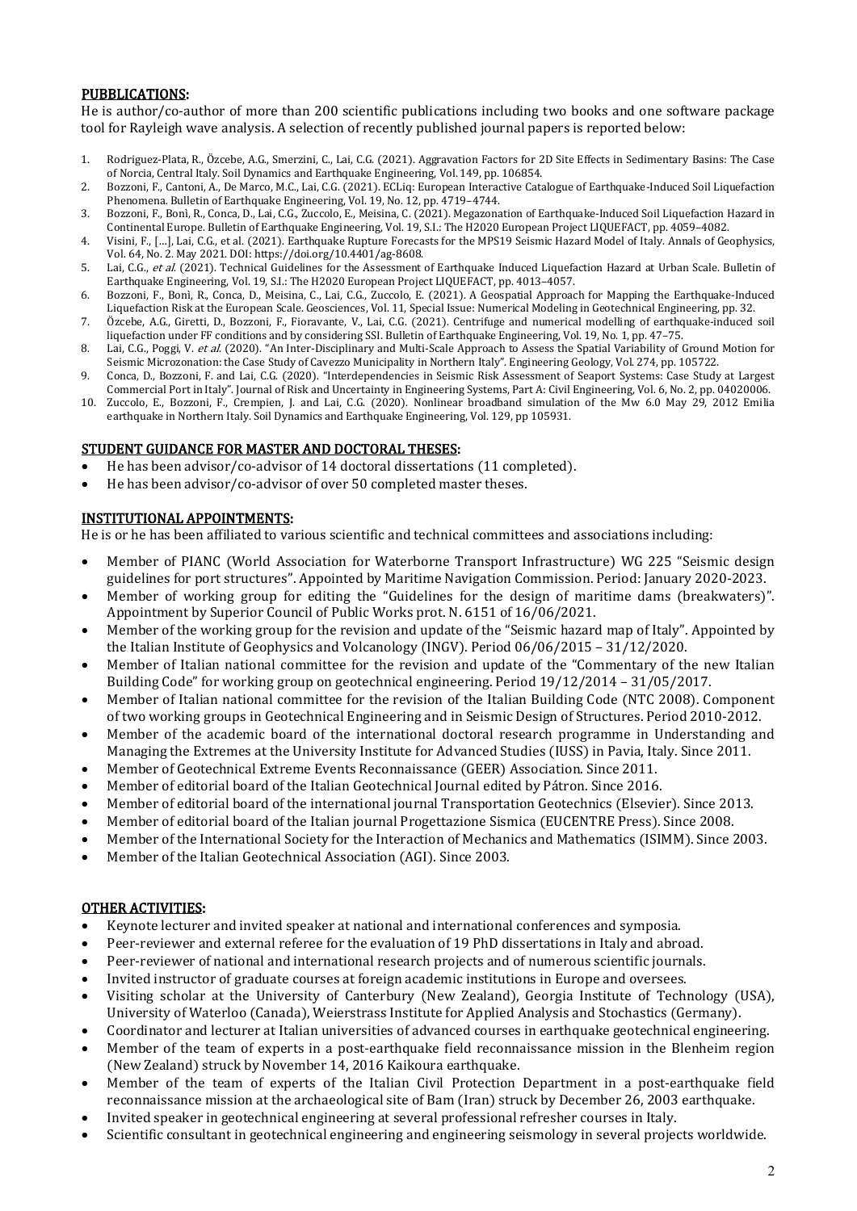## PUBBLICATIONS:

He is author/co-author of more than 200 scientific publications including two books and one software package tool for Rayleigh wave analysis. A selection of recently published journal papers is reported below:

1. Rodriguez-Plata, R., Özcebe, A.G., Smerzini, C., Lai, C.G. (2021). Aggravation Factors for 2D Site Effects in Sedimentary Basins: The Case of Norcia, Central Italy. Soil Dynamics and Earthquake Engineering, Vol. 149, pp. 106854.
2. Bozzoni, F., Cantoni, A., De Marco, M.C., Lai, C.G. (2021). ECLiq: European Interactive Catalogue of Earthquake-Induced Soil Liquefaction Phenomena. Bulletin of Earthquake Engineering, Vol. 19, No. 12, pp. 4719–4744.
3. Bozzoni, F., Bonì, R., Conca, D., Lai, C.G., Zuccolo, E., Meisina, C. (2021). Megazonation of Earthquake-Induced Soil Liquefaction Hazard in Continental Europe. Bulletin of Earthquake Engineering, Vol. 19, S.I.: The H2020 European Project LIQUEFACT, pp. 4059–4082.
4. Visini, F., […], Lai, C.G., et al. (2021). Earthquake Rupture Forecasts for the MPS19 Seismic Hazard Model of Italy. Annals of Geophysics, Vol. 64, No. 2. May 2021. DOI: https://doi.org/10.4401/ag-8608.
5. Lai, C.G., *et al.* (2021). Technical Guidelines for the Assessment of Earthquake Induced Liquefaction Hazard at Urban Scale. Bulletin of Earthquake Engineering, Vol. 19, S.I.: The H2020 European Project LIQUEFACT, pp. 4013–4057.
6. Bozzoni, F., Bonì, R., Conca, D., Meisina, C., Lai, C.G., Zuccolo, E. (2021). A Geospatial Approach for Mapping the Earthquake-Induced Liquefaction Risk at the European Scale. Geosciences, Vol. 11, Special Issue: Numerical Modeling in Geotechnical Engineering, pp. 32.
7. Özcebe, A.G., Giretti, D., Bozzoni, F., Fioravante, V., Lai, C.G. (2021). Centrifuge and numerical modelling of earthquake-induced soil liquefaction under FF conditions and by considering SSI. Bulletin of Earthquake Engineering, Vol. 19, No. 1, pp. 47–75.
8. Lai, C.G., Poggi, V. *et al.* (2020). "An Inter-Disciplinary and Multi-Scale Approach to Assess the Spatial Variability of Ground Motion for Seismic Microzonation: the Case Study of Cavezzo Municipality in Northern Italy". Engineering Geology, Vol. 274, pp. 105722.
9. Conca, D., Bozzoni, F. and Lai, C.G. (2020). "Interdependencies in Seismic Risk Assessment of Seaport Systems: Case Study at Largest Commercial Port in Italy". Journal of Risk and Uncertainty in Engineering Systems, Part A: Civil Engineering, Vol. 6, No. 2, pp. 04020006.
10. Zuccolo, E., Bozzoni, F., Crempien, J. and Lai, C.G. (2020). Nonlinear broadband simulation of the Mw 6.0 May 29, 2012 Emilia earthquake in Northern Italy. Soil Dynamics and Earthquake Engineering, Vol. 129, pp 105931.

## STUDENT GUIDANCE FOR MASTER AND DOCTORAL THESES:

- He has been advisor/co-advisor of 14 doctoral dissertations (11 completed).
- He has been advisor/co-advisor of over 50 completed master theses.

## INSTITUTIONAL APPOINTMENTS:

He is or he has been affiliated to various scientific and technical committees and associations including:

- Member of PIANC (World Association for Waterborne Transport Infrastructure) WG 225 "Seismic design guidelines for port structures". Appointed by Maritime Navigation Commission. Period: January 2020-2023.
- Member of working group for editing the "Guidelines for the design of maritime dams (breakwaters)". Appointment by Superior Council of Public Works prot. N. 6151 of 16/06/2021.
- Member of the working group for the revision and update of the "Seismic hazard map of Italy". Appointed by the Italian Institute of Geophysics and Volcanology (INGV). Period 06/06/2015 – 31/12/2020.
- Member of Italian national committee for the revision and update of the "Commentary of the new Italian Building Code" for working group on geotechnical engineering. Period 19/12/2014 – 31/05/2017.
- Member of Italian national committee for the revision of the Italian Building Code (NTC 2008). Component of two working groups in Geotechnical Engineering and in Seismic Design of Structures. Period 2010-2012.
- Member of the academic board of the international doctoral research programme in Understanding and Managing the Extremes at the University Institute for Advanced Studies (IUSS) in Pavia, Italy. Since 2011.
- Member of Geotechnical Extreme Events Reconnaissance (GEER) Association. Since 2011.
- Member of editorial board of the Italian Geotechnical Journal edited by Pátron. Since 2016.
- Member of editorial board of the international journal Transportation Geotechnics (Elsevier). Since 2013.
- Member of editorial board of the Italian journal Progettazione Sismica (EUCENTRE Press). Since 2008.
- Member of the International Society for the Interaction of Mechanics and Mathematics (ISIMM). Since 2003.
- Member of the Italian Geotechnical Association (AGI). Since 2003.

## OTHER ACTIVITIES:

- Keynote lecturer and invited speaker at national and international conferences and symposia.
- Peer-reviewer and external referee for the evaluation of 19 PhD dissertations in Italy and abroad.
- Peer-reviewer of national and international research projects and of numerous scientific journals.
- Invited instructor of graduate courses at foreign academic institutions in Europe and oversees.
- Visiting scholar at the University of Canterbury (New Zealand), Georgia Institute of Technology (USA), University of Waterloo (Canada), Weierstrass Institute for Applied Analysis and Stochastics (Germany).
- Coordinator and lecturer at Italian universities of advanced courses in earthquake geotechnical engineering.
- Member of the team of experts in a post-earthquake field reconnaissance mission in the Blenheim region (New Zealand) struck by November 14, 2016 Kaikoura earthquake.
- Member of the team of experts of the Italian Civil Protection Department in a post-earthquake field reconnaissance mission at the archaeological site of Bam (Iran) struck by December 26, 2003 earthquake.
- Invited speaker in geotechnical engineering at several professional refresher courses in Italy.
- Scientific consultant in geotechnical engineering and engineering seismology in several projects worldwide.